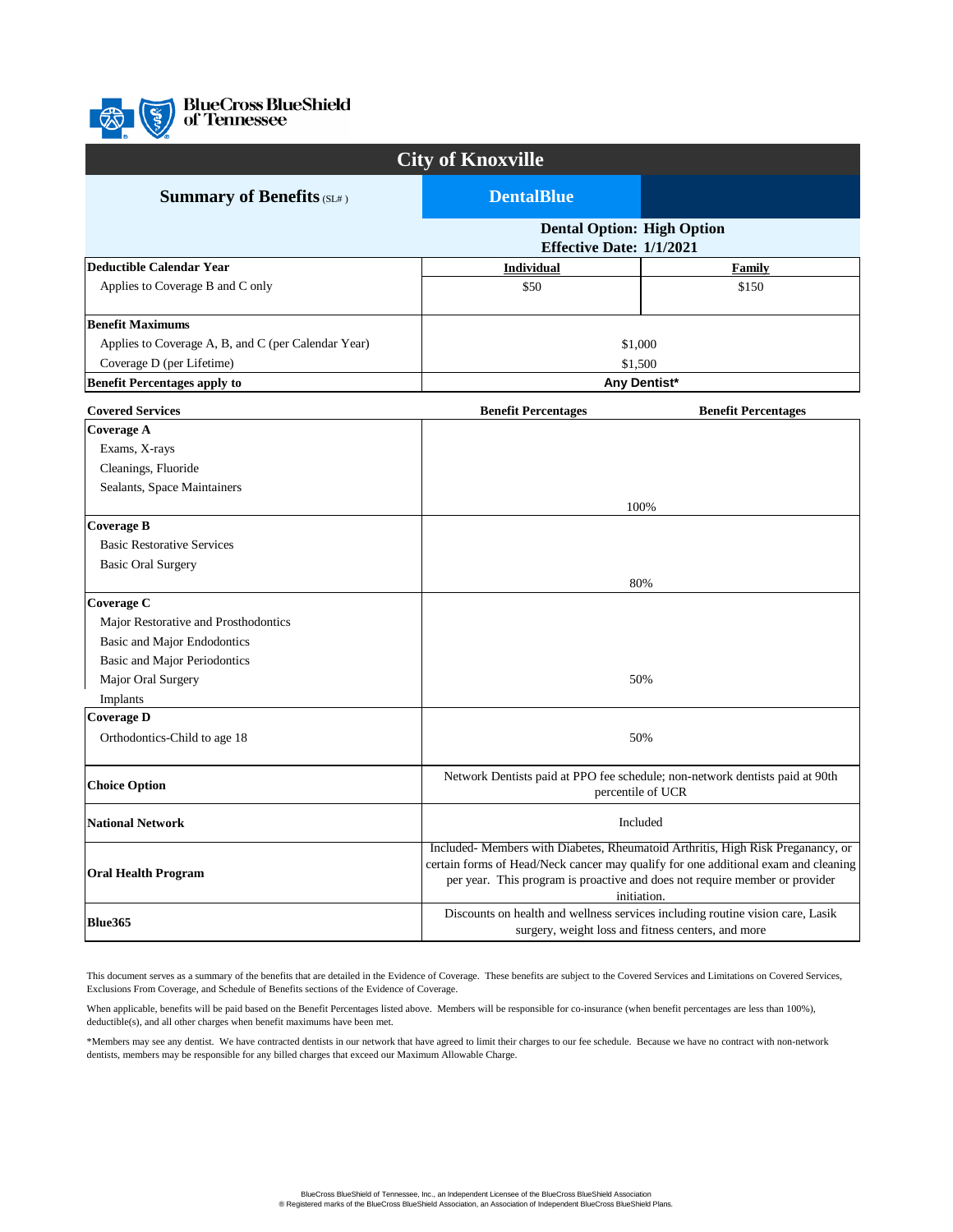BlueCross BlueShield of Tennessee

# City of Knoxville

| Summary of Benefits (SL# ) | DentalBlue | |
|---|---|---|
| | Dental Option: High Option<br>Effective Date: 1/1/2021 | |
| **Deductible Calendar Year** | **Individual** | **Family** |
| Applies to Coverage B and C only | $50 | $150 |
| **Benefit Maximums** | | |
| Applies to Coverage A, B, and C (per Calendar Year) | $1,000 | |
| Coverage D (per Lifetime) | $1,500 | |
| **Benefit Percentages apply to** | **Any Dentist*** | |

| Covered Services | Benefit Percentages | Benefit Percentages |
|---|---|---|
| **Coverage A** | | |
| Exams, X-rays | | |
| Cleanings, Fluoride | | |
| Sealants, Space Maintainers | 100% | |
| **Coverage B** | | |
| Basic Restorative Services | | |
| Basic Oral Surgery | 80% | |
| **Coverage C** | | |
| Major Restorative and Prosthodontics | | |
| Basic and Major Endodontics | | |
| Basic and Major Periodontics | | |
| Major Oral Surgery | 50% | |
| Implants | | |
| **Coverage D** | | |
| Orthodontics-Child to age 18 | 50% | |
| **Choice Option** | Network Dentists paid at PPO fee schedule; non-network dentists paid at 90th percentile of UCR | |
| **National Network** | Included | |
| **Oral Health Program** | Included- Members with Diabetes, Rheumatoid Arthritis, High Risk Preganancy, or certain forms of Head/Neck cancer may qualify for one additional exam and cleaning per year. This program is proactive and does not require member or provider initiation. | |
| **Blue365** | Discounts on health and wellness services including routine vision care, Lasik surgery, weight loss and fitness centers, and more | |

This document serves as a summary of the benefits that are detailed in the Evidence of Coverage. These benefits are subject to the Covered Services and Limitations on Covered Services, Exclusions From Coverage, and Schedule of Benefits sections of the Evidence of Coverage.

When applicable, benefits will be paid based on the Benefit Percentages listed above. Members will be responsible for co-insurance (when benefit percentages are less than 100%), deductible(s), and all other charges when benefit maximums have been met.

*Members may see any dentist. We have contracted dentists in our network that have agreed to limit their charges to our fee schedule. Because we have no contract with non-network dentists, members may be responsible for any billed charges that exceed our Maximum Allowable Charge.

BlueCross BlueShield of Tennessee, Inc., an Independent Licensee of the BlueCross BlueShield Association
® Registered marks of the BlueCross BlueShield Association, an Association of Independent BlueCross BlueShield Plans.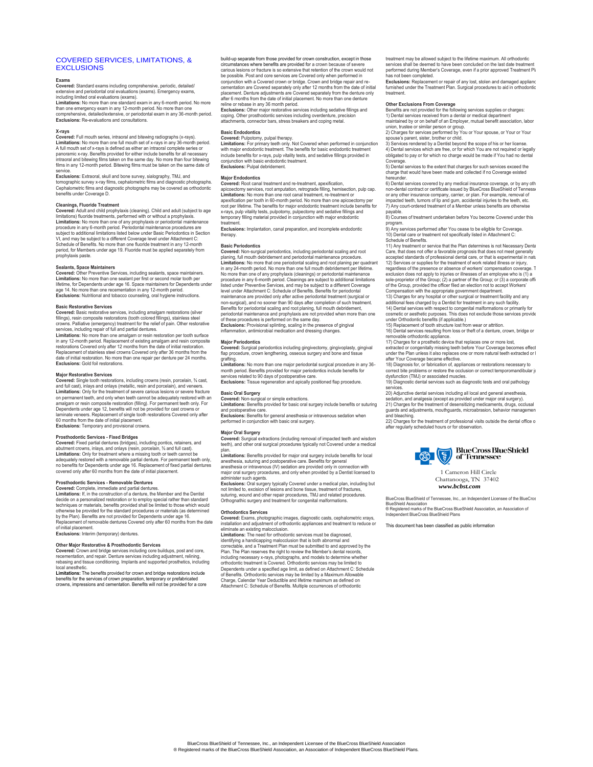## COVERED SERVICES, LIMITATIONS, & EXCLUSIONS

**Exams**

**Covered:** Standard exams including comprehensive, periodic, detailed/ extensive and periodontal oral evaluations (exams). Emergency exams, including limited oral evaluations (exams).

**Limitations:** No more than one standard exam in any 6-month period. No more than one emergency exam in any 12-month period. No more than one comprehensive, detailed/extensive, or periodontal exam in any 36-month period.

**Exclusions:** Re-evaluations and consultations.

**X-rays**

**Covered:** Full mouth series, intraoral and bitewing radiographs (x-rays).

**Limitations:** No more than one full mouth set of x-rays in any 36-month period. A full mouth set of x-rays is defined as either an intraoral complete series or panoramic x-ray. Benefits provided for either include benefits for all necessary intraoral and bitewing films taken on the same day. No more than four bitewing films in any 12-month period. Bitewing films must be taken on the same date of service.

**Exclusions:** Extraoral, skull and bone survey, sialography, TMJ, and tomographic survey x-ray films, cephalometric films and diagnostic photographs. Cephalometric films and diagnostic photographs may be covered as orthodontic benefits under Coverage D.

**Cleanings, Fluoride Treatment**

**Covered:** Adult and child prophylaxis (cleaning). Child and adult (subject to age limitations) fluoride treatments, performed with or without a prophylaxis.

**Limitations:** No more than one of any prophylaxis or periodontal maintenance procedure in any 6-month period. Periodontal maintenance procedures are subject to additional limitations listed below under Basic Periodontics in Section VI, and may be subject to a different Coverage level under Attachment C: Schedule of Benefits. No more than one fluoride treatment in any 12-month period, for Members under age 19. Fluoride must be applied separately from prophylaxis paste.

**Sealants, Space Maintainers**

**Covered:** Other Preventive Services, including sealants, space maintainers.

**Limitations:** No more than one sealant per first or second molar tooth per lifetime, for Dependents under age 16. Space maintainers for Dependents under age 14. No more than one recementation in any 12-month period.

**Exclusions:** Nutritional and tobacco counseling, oral hygiene instructions.

**Basic Restorative Services**

**Covered:** Basic restorative services, including amalgam restorations (silver fillings), resin composite restorations (tooth colored fillings), stainless steel crowns. Palliative (emergency) treatment for the relief of pain. Other restorative services, including repair of full and partial dentures.

**Limitations:** No more than one amalgam or resin restoration per tooth surface in any 12-month period. Replacement of existing amalgam and resin composite restorations Covered only after 12 months from the date of initial restoration. Replacement of stainless steel crowns Covered only after 36 months from the date of initial restoration. No more than one repair per denture per 24 months.

**Exclusions:** Gold foil restorations.

**Major Restorative Services**

**Covered:** Single tooth restorations, including crowns (resin, porcelain, ¾ cast, and full cast), inlays and onlays (metallic, resin and porcelain), and veneers.

**Limitations:** Only for the treatment of severe carious lesions or severe fracture on permanent teeth, and only when teeth cannot be adequately restored with an amalgam or resin composite restoration (filling). For permanent teeth only. For Dependents under age 12, benefits will not be provided for cast crowns or laminate veneers. Replacement of single tooth restorations Covered only after 60 months from the date of initial placement.

**Exclusions:** Temporary and provisional crowns.

**Prosthodontic Services - Fixed Bridges**

**Covered:** Fixed partial dentures (bridges), including pontics, retainers, and abutment crowns, inlays, and onlays (resin, porcelain, ¾ and full cast).

**Limitations:** Only for treatment where a missing tooth or teeth cannot be adequately restored with a removable partial denture. For permanent teeth only, no benefits for Dependents under age 16. Replacement of fixed partial dentures covered only after 60 months from the date of initial placement.

**Prosthodontic Services - Removable Dentures**

**Covered:** Complete, immediate and partial dentures.

**Limitations:** If, in the construction of a denture, the Member and the Dentist decide on a personalized restoration or to employ special rather than standard techniques or materials, benefits provided shall be limited to those which would otherwise be provided for the standard procedures or materials (as determined by the Plan). Benefits are not provided for Dependents under age 16. Replacement of removable dentures Covered only after 60 months from the date of initial placement.

**Exclusions:** Interim (temporary) dentures.

**Other Major Restorative & Prosthodontic Services**

**Covered:** Crown and bridge services including core buildups, post and core, recementation, and repair. Denture services including adjustment, relining, rebasing and tissue conditioning. Implants and supported prosthetics, including local anesthetic.

**Limitations:** The benefits provided for crown and bridge restorations include benefits for the services of crown preparation, temporary or prefabricated crowns, impressions and cementation. Benefits will not be provided for a core build-up separate from those provided for crown construction, except in those circumstances where benefits are provided for a crown because of severe carious lesions or fracture is so extensive that retention of the crown would not be possible. Post and core services are Covered only when performed in conjunction with a Covered crown or bridge. Crown and bridge repair and re-cementation are Covered separately only after 12 months from the date of initial placement. Denture adjustments are Covered separately from the denture only after 6 months from the date of initial placement. No more than one denture reline or rebase in any 36 month period.

**Exclusions:** Other major restorative services including sedative fillings and coping. Other prosthodontic services including overdenture, precision attachments, connector bars, stress breakers and coping metal.

**Basic Endodontics**

**Covered:** Pulpotomy, pulpal therapy.

**Limitations:** For primary teeth only. Not Covered when performed in conjunction with major endodontic treatment. The benefits for basic endodontic treatment include benefits for x-rays, pulp vitality tests, and sedative fillings provided in conjunction with basic endodontic treatment.

**Exclusions:** Pulpal debridement.

**Major Endodontics**

**Covered:** Root canal treatment and re-treatment, apexification, apicoectomy services, root amputation, retrograde filling, hemisection, pulp cap.

**Limitations:** No more than one root canal treatment, re-treatment or apexification per tooth in 60-month period. No more than one apicoectomy per root per lifetime. The benefits for major endodontic treatment include benefits for x-rays, pulp vitality tests, pulpotomy, pulpectomy and sedative fillings and temporary filling material provided in conjunction with major endodontic treatment.

**Exclusions:** Implantation, canal preparation, and incomplete endodontic therapy.

**Basic Periodontics**

**Covered:** Non-surgical periodontics, including periodontal scaling and root planing, full mouth debridement and periodontal maintenance procedure.

**Limitations:** No more than one periodontal scaling and root planing per quadrant in any 24-month period. No more than one full mouth debridement per lifetime. No more than one of any prophylaxis (cleanings) or periodontal maintenance procedure in any 6-month period. Cleanings are subject to additional limitations listed under Preventive Services, and may be subject to a different Coverage level under Attachment C: Schedule of Benefits. Benefits for periodontal maintenance are provided only after active periodontal treatment (surgical or non-surgical), and no sooner than 90 days after completion of such treatment. Benefits for periodontal scaling and root planing, full mouth debridement, periodontal maintenance and prophylaxis are not provided when more than one of these procedures is performed on the same day.

**Exclusions:** Provisional splinting, scaling in the presence of gingival inflammation, antimicrobial medication and dressing changes.

**Major Periodontics**

**Covered:** Surgical periodontics including gingivectomy, gingivoplasty, gingival flap procedure, crown lengthening, osseous surgery and bone and tissue grafting.

**Limitations:** No more than one major periodontal surgical procedure in any 36-month period. Benefits provided for major periodontics include benefits for services related to 90 days of postoperative care.

**Exclusions:** Tissue regeneration and apically positioned flap procedure.

**Basic Oral Surgery**

**Covered:** Non-surgical or simple extractions.

**Limitations:** Benefits provided for basic oral surgery include benefits or suturing and postoperative care.

**Exclusions:** Benefits for general anesthesia or intravenous sedation when performed in conjunction with basic oral surgery.

**Major Oral Surgery**

**Covered:** Surgical extractions (including removal of impacted teeth and wisdom teeth), and other oral surgical procedures typically not Covered under a medical plan.

**Limitations:** Benefits provided for major oral surgery include benefits for local anesthesia, suturing and postoperative care. Benefits for general anesthesia or intravenous (IV) sedation are provided only in connection with major oral surgery procedures, and only when provided by a Dentist licensed to administer such agents.

**Exclusions:** Oral surgery typically Covered under a medical plan, including but not limited to, excision of lesions and bone tissue, treatment of fractures, suturing, wound and other repair procedures, TMJ and related procedures. Orthognathic surgery and treatment for congenital malformations.

**Orthodontics Services**

**Covered:** Exams, photographic images, diagnostic casts, cephalometric xrays, installation and adjustment of orthodontic appliances and treatment to reduce or eliminate an existing malocclusion.

**Limitations:** The need for orthodontic services must be diagnosed, identifying a handicapping malocclusion that is both abnormal and correctable, and a Treatment Plan must be submitted to and approved by the Plan. The Plan reserves the right to review the Member's dental records, including necessary x-rays, photographs, and models to determine whether orthodontic treatment is Covered. Orthodontic services may be limited to Dependents under a specified age limit, as defined on Attachment C: Schedule of Benefits. Orthodontic services may be limited by a Maximum Allowable Charge, Calendar Year Deductible and lifetime maximum as defined on Attachment C: Schedule of Benefits. Multiple occurrences of orthodontic treatment may be allowed subject to the lifetime maximum. All orthodontic services shall be deemed to have been concluded on the last date treatment performed during Member's Coverage, even if a prior approved Treatment Pl has not been completed.

**Exclusions:** Replacement or repair of any lost, stolen and damaged applianc furnished under the Treatment Plan. Surgical procedures to aid in orthodontic treatment.

**Other Exclusions From Coverage**

Benefits are not provided for the following services supplies or charges:

1) Dental services received from a dental or medical department maintained by or on behalf of an Employer, mutual benefit association, labor union, trustee or similar person or group.
2) Charges for services performed by You or Your spouse, or Your or Your spouse's parent, sister, brother or child.
3) Services rendered by a Dentist beyond the scope of his or her license.
4) Dental services which are free, or for which You are not required or legally obligated to pay or for which no charge would be made if You had no dental Coverage.
5) Dental services to the extent that charges for such services exceed the charge that would have been made and collected if no Coverage existed hereunder.
6) Dental services covered by any medical insurance coverage, or by any oth non-dental contract or certificate issued by BlueCross BlueShield of Tenness or any other insurance company, carrier, or plan. For example, removal of impacted teeth, tumors of lip and gum, accidental injuries to the teeth, etc.
7) Any court-ordered treatment of a Member unless benefits are otherwise payable.
8) Courses of treatment undertaken before You Become Covered under this program.
9) Any services performed after You cease to be eligible for Coverage.
10) Dental care or treatment not specifically listed in Attachment C: Schedule of Benefits.
11) Any treatment or service that the Plan determines is not Necessary Denta Care, that does not offer a favorable prognosis that does not meet generally accepted standards of professional dental care, or that is experimental in natu
12) Services or supplies for the treatment of work related illness or injury, regardless of the presence or absence of workers' compensation coverage. T exclusion does not apply to injuries or illnesses of an employee who is (1) a sole-proprietor of the Group; (2) a partner of the Group; or (3) a corporate offi of the Group, provided the officer filed an election not to accept Workers' Compensation with the appropriate government department.
13) Charges for any hospital or other surgical or treatment facility and any additional fees charged by a Dentist for treatment in any such facility.
14) Dental services with respect to congenital malformations or primarily for cosmetic or aesthetic purposes. This does not exclude those services provide under Orthodontic benefits (if applicable.)
15) Replacement of tooth structure lost from wear or attrition.
16) Dental services resulting from loss or theft of a denture, crown, bridge or removable orthodontic appliance.
17) Charges for a prosthetic device that replaces one or more lost, extracted or congenitally missing teeth before Your Coverage becomes effect under the Plan unless it also replaces one or more natural teeth extracted or l after Your Coverage became effective.
18) Diagnosis for, or fabrication of, appliances or restorations necessary to correct bite problems or restore the occlusion or correct temporomandibular jo dysfunction (TMJ) or associated muscles.
19) Diagnostic dental services such as diagnostic tests and oral pathology services.
20) Adjunctive dental services including all local and general anesthesia, sedation, and analgesia (except as provided under major oral surgery).
21) Charges for the treatment of desensitizing medicaments, drugs, occlusal guards and adjustments, mouthguards, microabrasion, behavior managemen and bleaching.
22) Charges for the treatment of professional visits outside the dental office o after regularly scheduled hours or for observation.

BlueCross BlueShield of Tennessee

1 Cameron Hill Circle
Chattanooga, TN 37402
***www.bcbst.com***

BlueCross BlueShield of Tennessee, Inc., an Independent Licensee of the BlueCros BlueShield Association
® Registered marks of the BlueCross BlueShield Association, an Association of Independent BlueCross BlueShield Plans

This document has been classified as public information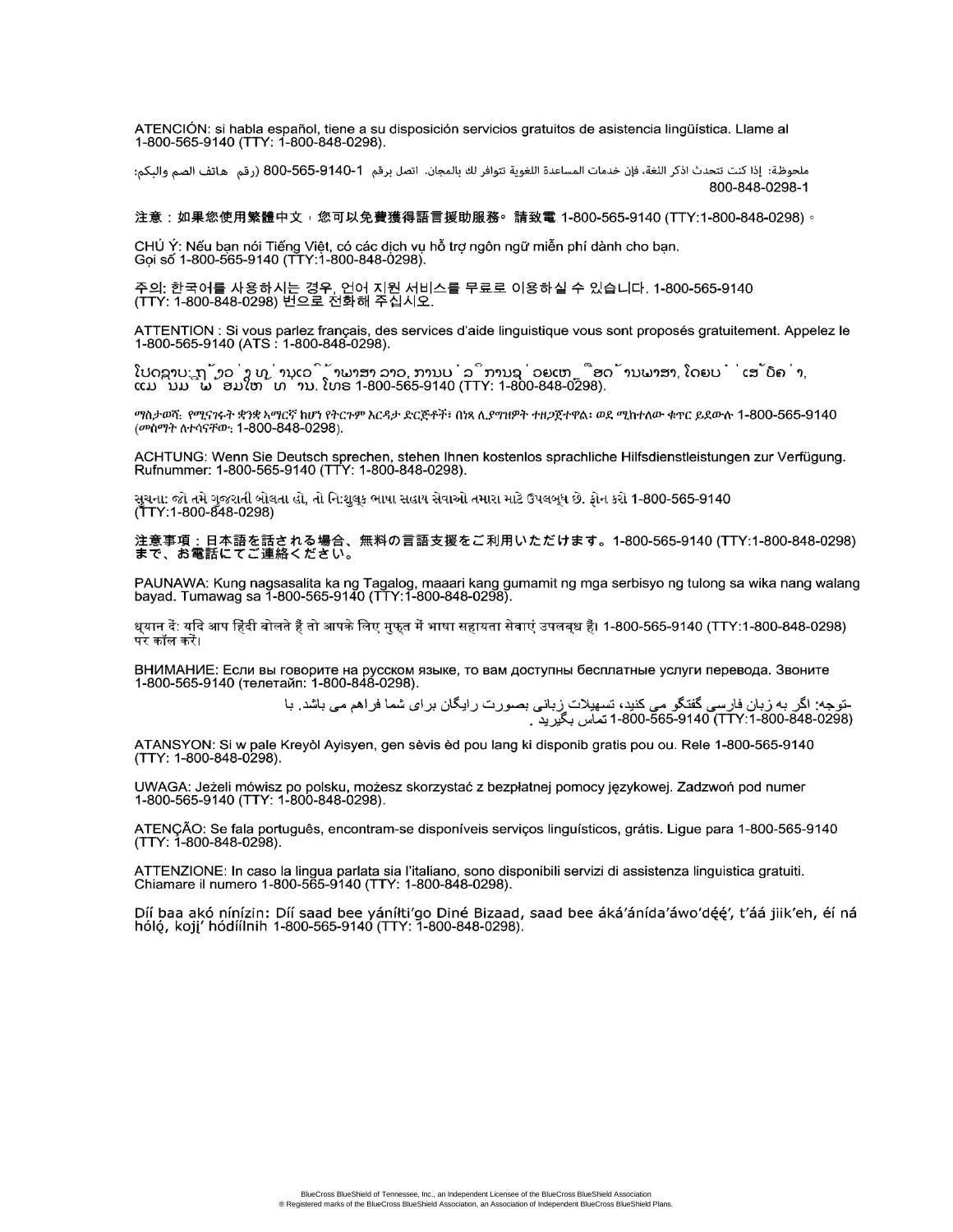ATENCIÓN: si habla español, tiene a su disposición servicios gratuitos de asistencia lingüística. Llame al 1-800-565-9140 (TTY: 1-800-848-0298).

ملحوظة: إذا كنت تتحدث اذكر اللغة، فإن خدمات المساعدة اللغوية تتوافر لك بالمجان. اتصل برقم 1-800-565-9140 (رقم هاتف الصم والبكم: 800-848-0298-1

注意：如果您使用繁體中文，您可以免費獲得語言援助服務。請致電 1-800-565-9140 (TTY:1-800-848-0298)。

CHÚ Ý: Nếu bạn nói Tiếng Việt, có các dịch vụ hỗ trợ ngôn ngữ miễn phí dành cho bạn. Gọi số 1-800-565-9140 (TTY:1-800-848-0298).

주의: 한국어를 사용하시는 경우, 언어 지원 서비스를 무료로 이용하실 수 있습니다. 1-800-565-9140 (TTY: 1-800-848-0298) 번으로 전화해 주십시오.

ATTENTION : Si vous parlez français, des services d'aide linguistique vous sont proposés gratuitement. Appelez le 1-800-565-9140 (ATS : 1-800-848-0298).

ໂປດຊາບ: ຖ້າວ່າ ທ່ານເວົ້າພາສາ ລາວ, ການບໍລິການຊ່ວຍເຫຼືອດ້ານພາສາ, ໂດຍບໍ່ເສັຽຄ່າ, ແມ່ນມີພ້ອມໃຫ້ທ່ານ. ໂທຣ 1-800-565-9140 (TTY: 1-800-848-0298).

ማስታወሻ: የሚናገሩት ቋንቋ ኣማርኛ ከሆነ የትርጉም እርዳታ ድርጅቶች፣ በነጻ ሊያግዝዎት ተዘጋጀተዋል፡ ወደ ሚከተለው ቁጥር ይደውሉ 1-800-565-9140 (መስማት ለተሳናቸው: 1-800-848-0298).

ACHTUNG: Wenn Sie Deutsch sprechen, stehen Ihnen kostenlos sprachliche Hilfsdienstleistungen zur Verfügung. Rufnummer: 1-800-565-9140 (TTY: 1-800-848-0298).

સુચના: જો તમે ગુજરાતી બોલતા હો, તો નિ:શુલ્ક ભાષા સહાય સેવાઓ તમારા માટે ઉપલબ્ધ છે. ફોન કરો 1-800-565-9140 (TTY:1-800-848-0298)

注意事項：日本語を話される場合、無料の言語支援をご利用いただけます。1-800-565-9140 (TTY:1-800-848-0298) まで、お電話にてご連絡ください。

PAUNAWA: Kung nagsasalita ka ng Tagalog, maaari kang gumamit ng mga serbisyo ng tulong sa wika nang walang bayad. Tumawag sa 1-800-565-9140 (TTY:1-800-848-0298).

ध्यान दें: यदि आप हिंदी बोलते हैं तो आपके लिए मुफ्त में भाषा सहायता सेवाएं उपलब्ध हैं। 1-800-565-9140 (TTY:1-800-848-0298) पर कॉल करें।

ВНИМАНИЕ: Если вы говорите на русском языке, то вам доступны бесплатные услуги перевода. Звоните 1-800-565-9140 (телетайп: 1-800-848-0298).

توجه: اگر به زبان فارسی گفتگو می کنید، تسهیلات زبانی بصورت رایگان برای شما فراهم می باشد. با (TTY:1-800-848-0298) 1-800-565-9140 تماس بگیرید.

ATANSYON: Si w pale Kreyòl Ayisyen, gen sèvis èd pou lang ki disponib gratis pou ou. Rele 1-800-565-9140 (TTY: 1-800-848-0298).

UWAGA: Jeżeli mówisz po polsku, możesz skorzystać z bezpłatnej pomocy językowej. Zadzwoń pod numer 1-800-565-9140 (TTY: 1-800-848-0298).

ATENÇÃO: Se fala português, encontram-se disponíveis serviços linguísticos, grátis. Ligue para 1-800-565-9140 (TTY: 1-800-848-0298).

ATTENZIONE: In caso la lingua parlata sia l'italiano, sono disponibili servizi di assistenza linguistica gratuiti. Chiamare il numero 1-800-565-9140 (TTY: 1-800-848-0298).

Díí baa akó nínízin: Díí saad bee yáníłti'go Diné Bizaad, saad bee áká'ánída'áwo'déé', t'áá jiik'eh, éí ná hóló, koji' hódíílnih 1-800-565-9140 (TTY: 1-800-848-0298).

BlueCross BlueShield of Tennessee, Inc., an Independent Licensee of the BlueCross BlueShield Association
® Registered marks of the BlueCross BlueShield Association, an Association of Independent BlueCross BlueShield Plans.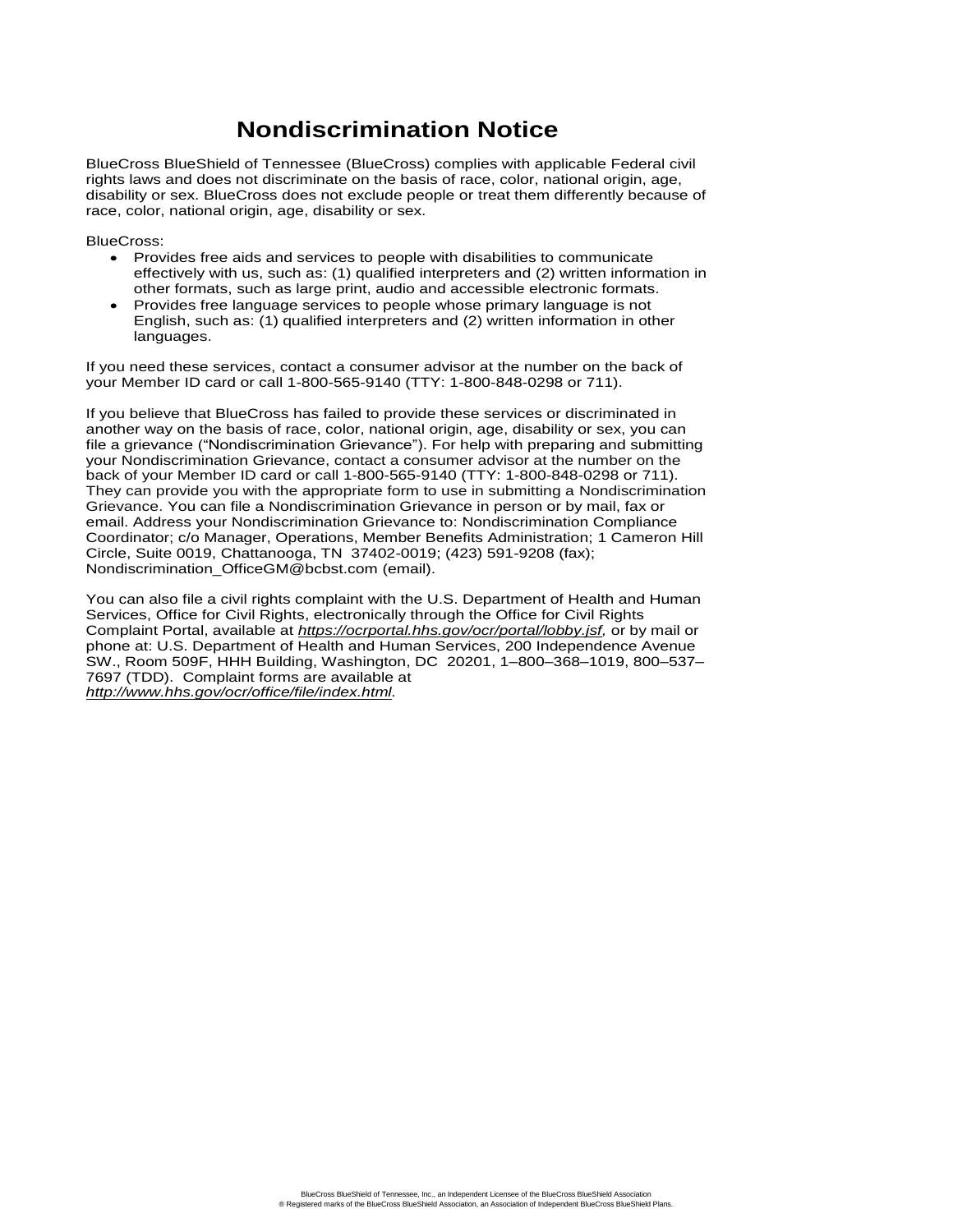# Nondiscrimination Notice

BlueCross BlueShield of Tennessee (BlueCross) complies with applicable Federal civil rights laws and does not discriminate on the basis of race, color, national origin, age, disability or sex. BlueCross does not exclude people or treat them differently because of race, color, national origin, age, disability or sex.

BlueCross:

- Provides free aids and services to people with disabilities to communicate effectively with us, such as: (1) qualified interpreters and (2) written information in other formats, such as large print, audio and accessible electronic formats.
- Provides free language services to people whose primary language is not English, such as: (1) qualified interpreters and (2) written information in other languages.

If you need these services, contact a consumer advisor at the number on the back of your Member ID card or call 1-800-565-9140 (TTY: 1-800-848-0298 or 711).

If you believe that BlueCross has failed to provide these services or discriminated in another way on the basis of race, color, national origin, age, disability or sex, you can file a grievance ("Nondiscrimination Grievance"). For help with preparing and submitting your Nondiscrimination Grievance, contact a consumer advisor at the number on the back of your Member ID card or call 1-800-565-9140 (TTY: 1-800-848-0298 or 711). They can provide you with the appropriate form to use in submitting a Nondiscrimination Grievance. You can file a Nondiscrimination Grievance in person or by mail, fax or email. Address your Nondiscrimination Grievance to: Nondiscrimination Compliance Coordinator; c/o Manager, Operations, Member Benefits Administration; 1 Cameron Hill Circle, Suite 0019, Chattanooga, TN 37402-0019; (423) 591-9208 (fax); Nondiscrimination_OfficeGM@bcbst.com (email).

You can also file a civil rights complaint with the U.S. Department of Health and Human Services, Office for Civil Rights, electronically through the Office for Civil Rights Complaint Portal, available at *https://ocrportal.hhs.gov/ocr/portal/lobby.jsf*, or by mail or phone at: U.S. Department of Health and Human Services, 200 Independence Avenue SW., Room 509F, HHH Building, Washington, DC 20201, 1–800–368–1019, 800–537–7697 (TDD). Complaint forms are available at *http://www.hhs.gov/ocr/office/file/index.html*.

BlueCross BlueShield of Tennessee, Inc., an Independent Licensee of the BlueCross BlueShield Association
® Registered marks of the BlueCross BlueShield Association, an Association of Independent BlueCross BlueShield Plans.